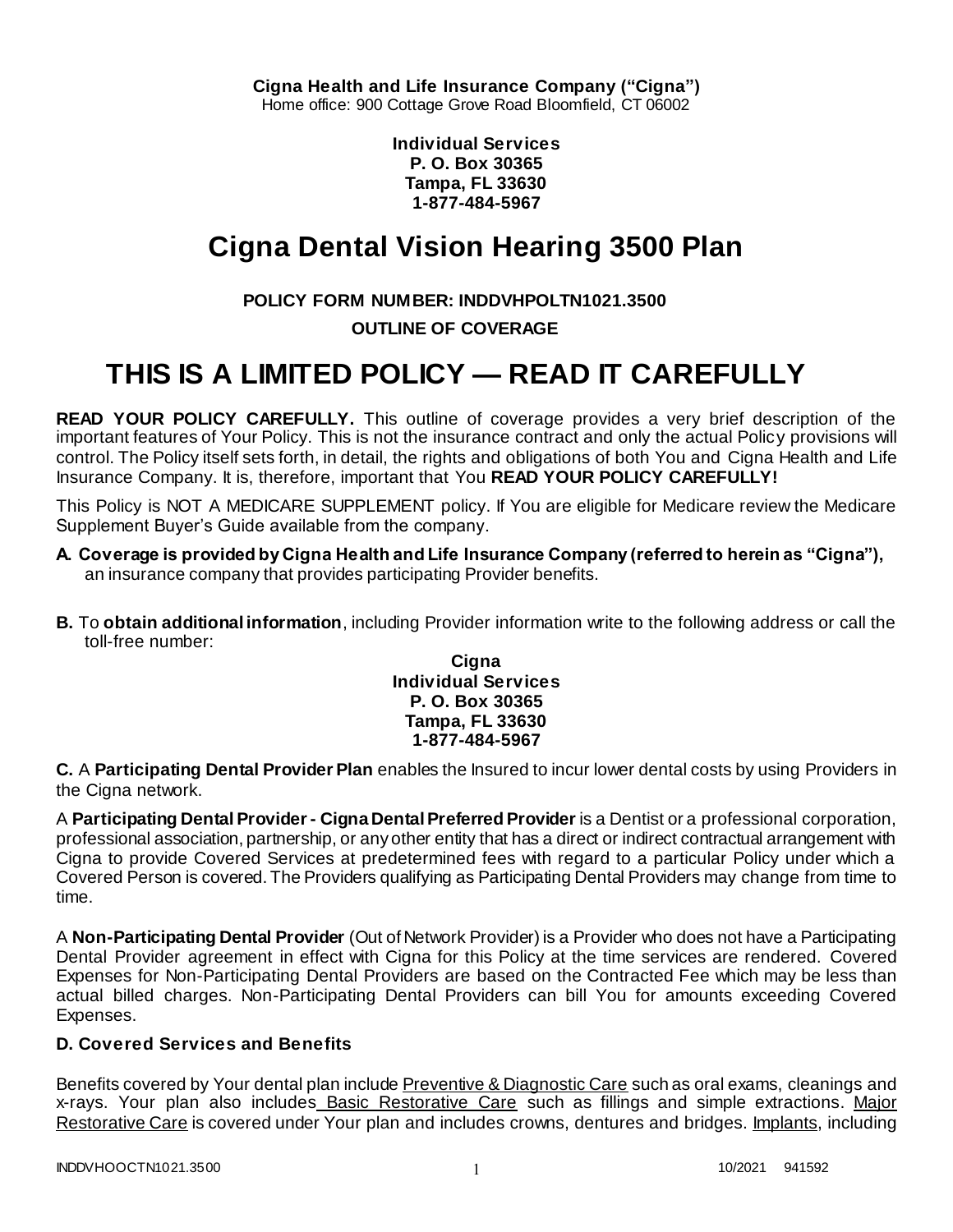**Cigna Health and Life Insurance Company ("Cigna")**
Home office: 900 Cottage Grove Road Bloomfield, CT 06002

**Individual Services**
**P. O. Box 30365**
**Tampa, FL 33630**
**1-877-484-5967**

# Cigna Dental Vision Hearing 3500 Plan

**POLICY FORM NUMBER: INDDVHPOLTN1021.3500**

**OUTLINE OF COVERAGE**

# THIS IS A LIMITED POLICY — READ IT CAREFULLY

**READ YOUR POLICY CAREFULLY.** This outline of coverage provides a very brief description of the important features of Your Policy. This is not the insurance contract and only the actual Policy provisions will control. The Policy itself sets forth, in detail, the rights and obligations of both You and Cigna Health and Life Insurance Company. It is, therefore, important that You **READ YOUR POLICY CAREFULLY!**

This Policy is NOT A MEDICARE SUPPLEMENT policy. If You are eligible for Medicare review the Medicare Supplement Buyer's Guide available from the company.

**A. Coverage is provided by Cigna Health and Life Insurance Company (referred to herein as "Cigna"),** an insurance company that provides participating Provider benefits.

**B.** To **obtain additional information**, including Provider information write to the following address or call the toll-free number:

**Cigna**
**Individual Services**
**P. O. Box 30365**
**Tampa, FL 33630**
**1-877-484-5967**

**C.** A **Participating Dental Provider Plan** enables the Insured to incur lower dental costs by using Providers in the Cigna network.

A **Participating Dental Provider - Cigna Dental Preferred Provider** is a Dentist or a professional corporation, professional association, partnership, or any other entity that has a direct or indirect contractual arrangement with Cigna to provide Covered Services at predetermined fees with regard to a particular Policy under which a Covered Person is covered. The Providers qualifying as Participating Dental Providers may change from time to time.

A **Non-Participating Dental Provider** (Out of Network Provider) is a Provider who does not have a Participating Dental Provider agreement in effect with Cigna for this Policy at the time services are rendered. Covered Expenses for Non-Participating Dental Providers are based on the Contracted Fee which may be less than actual billed charges. Non-Participating Dental Providers can bill You for amounts exceeding Covered Expenses.

### D. Covered Services and Benefits

Benefits covered by Your dental plan include Preventive & Diagnostic Care such as oral exams, cleanings and x-rays. Your plan also includes Basic Restorative Care such as fillings and simple extractions. Major Restorative Care is covered under Your plan and includes crowns, dentures and bridges. Implants, including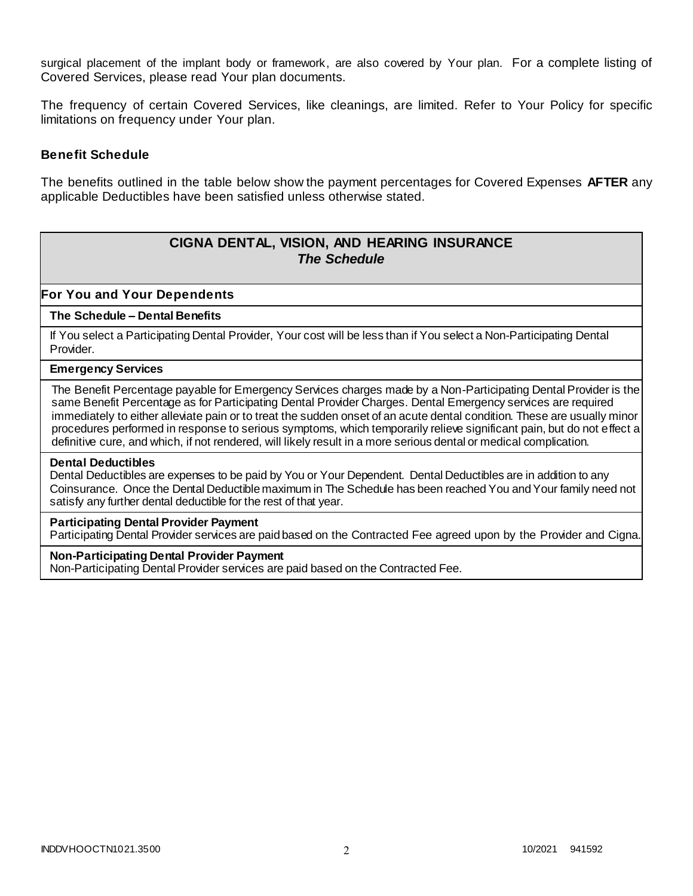surgical placement of the implant body or framework, are also covered by Your plan. For a complete listing of Covered Services, please read Your plan documents.

The frequency of certain Covered Services, like cleanings, are limited. Refer to Your Policy for specific limitations on frequency under Your plan.

### Benefit Schedule

The benefits outlined in the table below show the payment percentages for Covered Expenses **AFTER** any applicable Deductibles have been satisfied unless otherwise stated.

| **CIGNA DENTAL, VISION, AND HEARING INSURANCE** *The Schedule* |
|---|
| **For You and Your Dependents** |
| **The Schedule – Dental Benefits** |
| If You select a Participating Dental Provider, Your cost will be less than if You select a Non-Participating Dental Provider. |
| **Emergency Services** |
| The Benefit Percentage payable for Emergency Services charges made by a Non-Participating Dental Provider is the same Benefit Percentage as for Participating Dental Provider Charges. Dental Emergency services are required immediately to either alleviate pain or to treat the sudden onset of an acute dental condition. These are usually minor procedures performed in response to serious symptoms, which temporarily relieve significant pain, but do not effect a definitive cure, and which, if not rendered, will likely result in a more serious dental or medical complication. |
| **Dental Deductibles** Dental Deductibles are expenses to be paid by You or Your Dependent. Dental Deductibles are in addition to any Coinsurance. Once the Dental Deductible maximum in The Schedule has been reached You and Your family need not satisfy any further dental deductible for the rest of that year. |
| **Participating Dental Provider Payment** Participating Dental Provider services are paid based on the Contracted Fee agreed upon by the Provider and Cigna. |
| **Non-Participating Dental Provider Payment** Non-Participating Dental Provider services are paid based on the Contracted Fee. |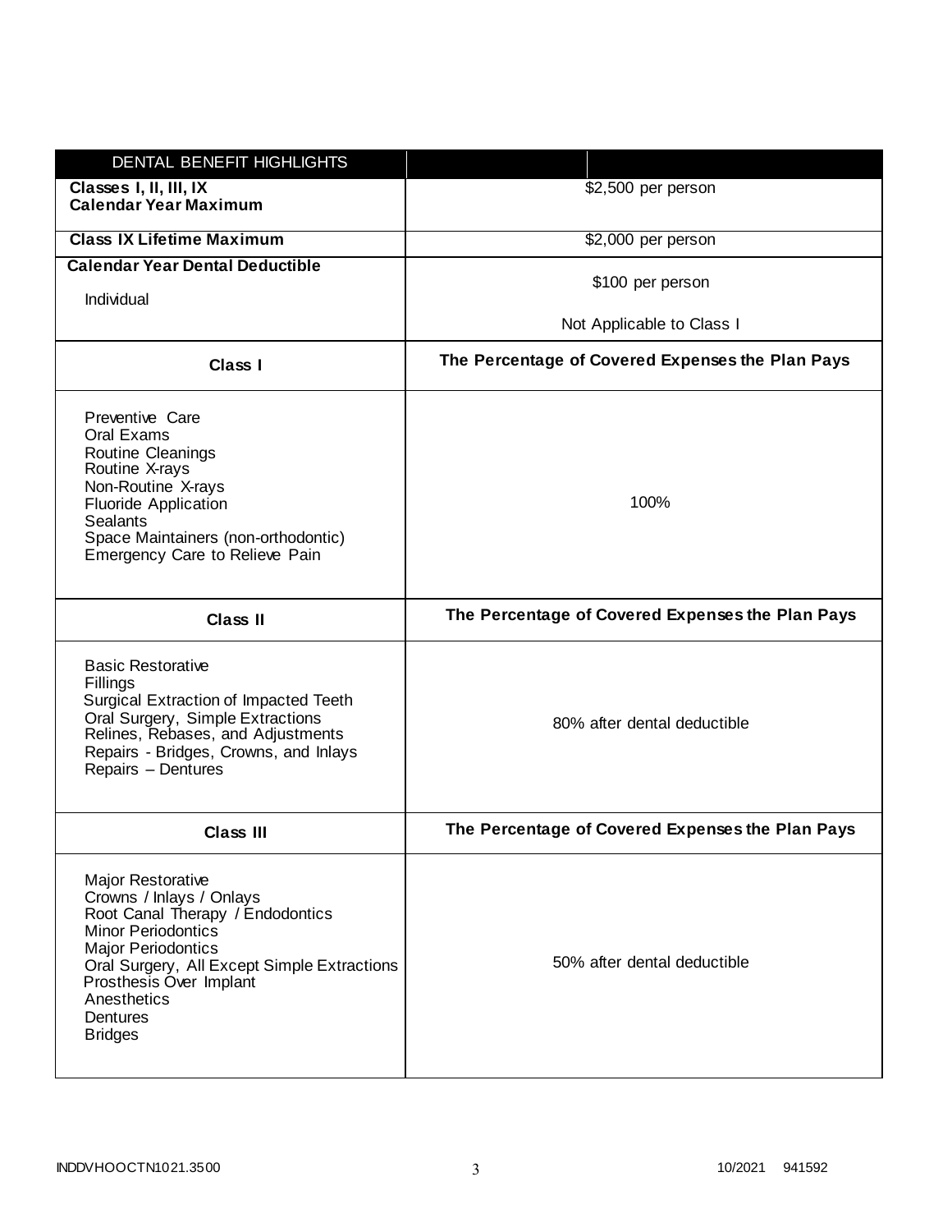| DENTAL BENEFIT HIGHLIGHTS | |
|---|---|
| **Classes I, II, III, IX Calendar Year Maximum** | $2,500 per person |
| **Class IX Lifetime Maximum** | $2,000 per person |
| **Calendar Year Dental Deductible**<br><br>Individual | $100 per person<br><br>Not Applicable to Class I |
| **Class I** | **The Percentage of Covered Expenses the Plan Pays** |
| Preventive Care<br>Oral Exams<br>Routine Cleanings<br>Routine X-rays<br>Non-Routine X-rays<br>Fluoride Application<br>Sealants<br>Space Maintainers (non-orthodontic)<br>Emergency Care to Relieve Pain | 100% |
| **Class II** | **The Percentage of Covered Expenses the Plan Pays** |
| Basic Restorative<br>Fillings<br>Surgical Extraction of Impacted Teeth<br>Oral Surgery, Simple Extractions<br>Relines, Rebases, and Adjustments<br>Repairs - Bridges, Crowns, and Inlays<br>Repairs – Dentures | 80% after dental deductible |
| **Class III** | **The Percentage of Covered Expenses the Plan Pays** |
| Major Restorative<br>Crowns / Inlays / Onlays<br>Root Canal Therapy / Endodontics<br>Minor Periodontics<br>Major Periodontics<br>Oral Surgery, All Except Simple Extractions<br>Prosthesis Over Implant<br>Anesthetics<br>Dentures<br>Bridges | 50% after dental deductible |

INDDVHOOCTN1021.3500 10/2021 941592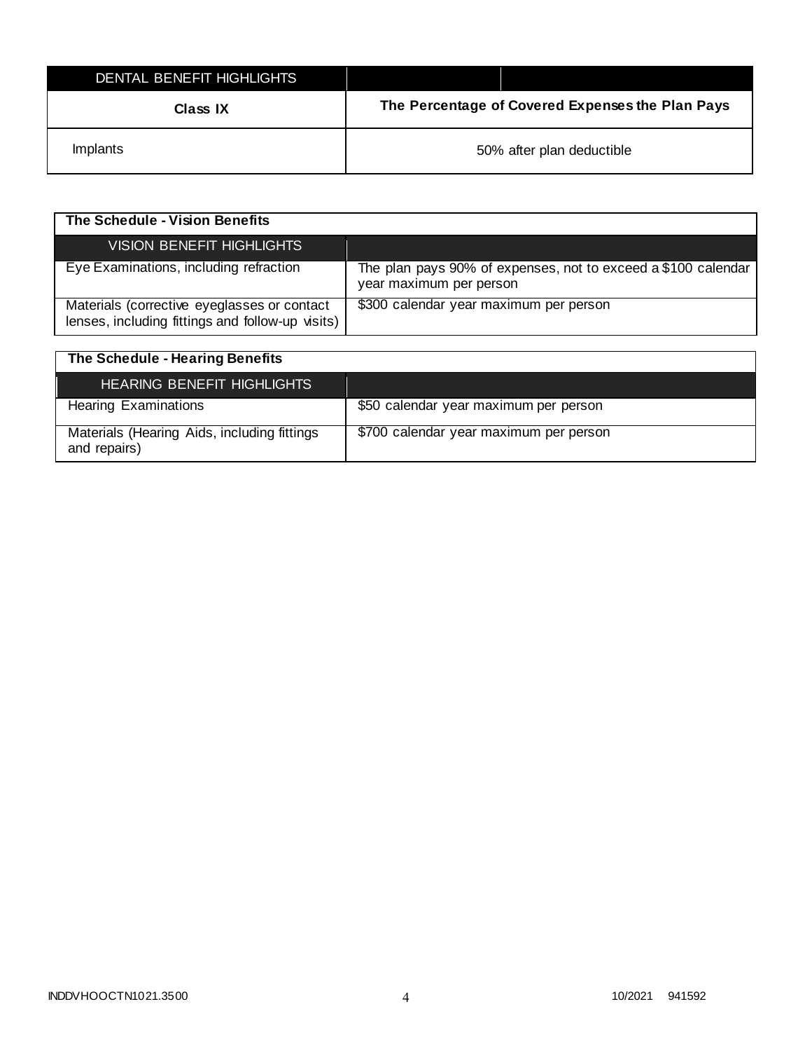| DENTAL BENEFIT HIGHLIGHTS | |
|---|---|
| **Class IX** | **The Percentage of Covered Expenses the Plan Pays** |
| Implants | 50% after plan deductible |

**The Schedule - Vision Benefits**

| VISION BENEFIT HIGHLIGHTS | |
|---|---|
| Eye Examinations, including refraction | The plan pays 90% of expenses, not to exceed a $100 calendar year maximum per person |
| Materials (corrective eyeglasses or contact lenses, including fittings and follow-up visits) | $300 calendar year maximum per person |

**The Schedule - Hearing Benefits**

| HEARING BENEFIT HIGHLIGHTS | |
|---|---|
| Hearing Examinations | $50 calendar year maximum per person |
| Materials (Hearing Aids, including fittings and repairs) | $700 calendar year maximum per person |

INDDVHOOCTN1021.3500 10/2021 941592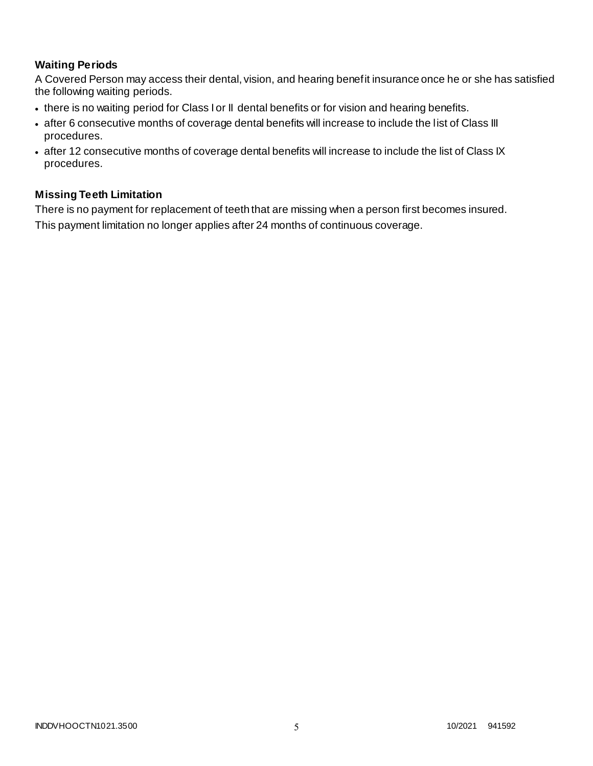### Waiting Periods

A Covered Person may access their dental, vision, and hearing benefit insurance once he or she has satisfied the following waiting periods.

- there is no waiting period for Class I or II dental benefits or for vision and hearing benefits.
- after 6 consecutive months of coverage dental benefits will increase to include the list of Class III procedures.
- after 12 consecutive months of coverage dental benefits will increase to include the list of Class IX procedures.

### Missing Teeth Limitation

There is no payment for replacement of teeth that are missing when a person first becomes insured.

This payment limitation no longer applies after 24 months of continuous coverage.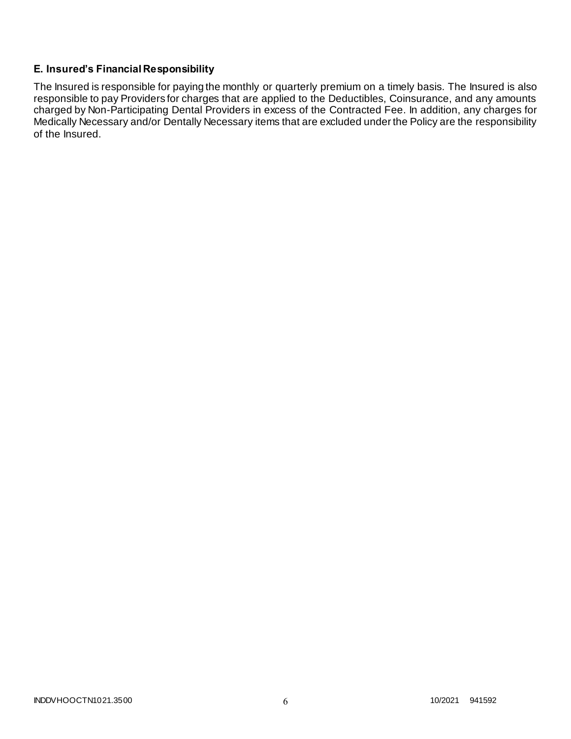### E. Insured's Financial Responsibility

The Insured is responsible for paying the monthly or quarterly premium on a timely basis. The Insured is also responsible to pay Providers for charges that are applied to the Deductibles, Coinsurance, and any amounts charged by Non-Participating Dental Providers in excess of the Contracted Fee. In addition, any charges for Medically Necessary and/or Dentally Necessary items that are excluded under the Policy are the responsibility of the Insured.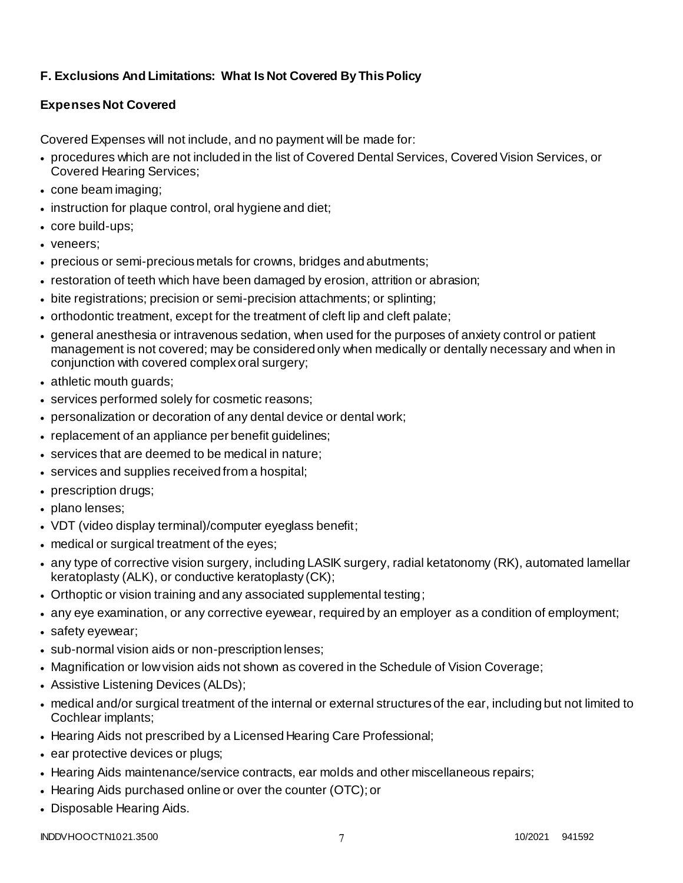### F. Exclusions And Limitations: What Is Not Covered By This Policy

#### Expenses Not Covered

Covered Expenses will not include, and no payment will be made for:

- procedures which are not included in the list of Covered Dental Services, Covered Vision Services, or Covered Hearing Services;
- cone beam imaging;
- instruction for plaque control, oral hygiene and diet;
- core build-ups;
- veneers;
- precious or semi-precious metals for crowns, bridges and abutments;
- restoration of teeth which have been damaged by erosion, attrition or abrasion;
- bite registrations; precision or semi-precision attachments; or splinting;
- orthodontic treatment, except for the treatment of cleft lip and cleft palate;
- general anesthesia or intravenous sedation, when used for the purposes of anxiety control or patient management is not covered; may be considered only when medically or dentally necessary and when in conjunction with covered complex oral surgery;
- athletic mouth guards;
- services performed solely for cosmetic reasons;
- personalization or decoration of any dental device or dental work;
- replacement of an appliance per benefit guidelines;
- services that are deemed to be medical in nature;
- services and supplies received from a hospital;
- prescription drugs;
- plano lenses;
- VDT (video display terminal)/computer eyeglass benefit;
- medical or surgical treatment of the eyes;
- any type of corrective vision surgery, including LASIK surgery, radial ketatonomy (RK), automated lamellar keratoplasty (ALK), or conductive keratoplasty (CK);
- Orthoptic or vision training and any associated supplemental testing;
- any eye examination, or any corrective eyewear, required by an employer as a condition of employment;
- safety eyewear;
- sub-normal vision aids or non-prescription lenses;
- Magnification or low vision aids not shown as covered in the Schedule of Vision Coverage;
- Assistive Listening Devices (ALDs);
- medical and/or surgical treatment of the internal or external structures of the ear, including but not limited to Cochlear implants;
- Hearing Aids not prescribed by a Licensed Hearing Care Professional;
- ear protective devices or plugs;
- Hearing Aids maintenance/service contracts, ear molds and other miscellaneous repairs;
- Hearing Aids purchased online or over the counter (OTC); or
- Disposable Hearing Aids.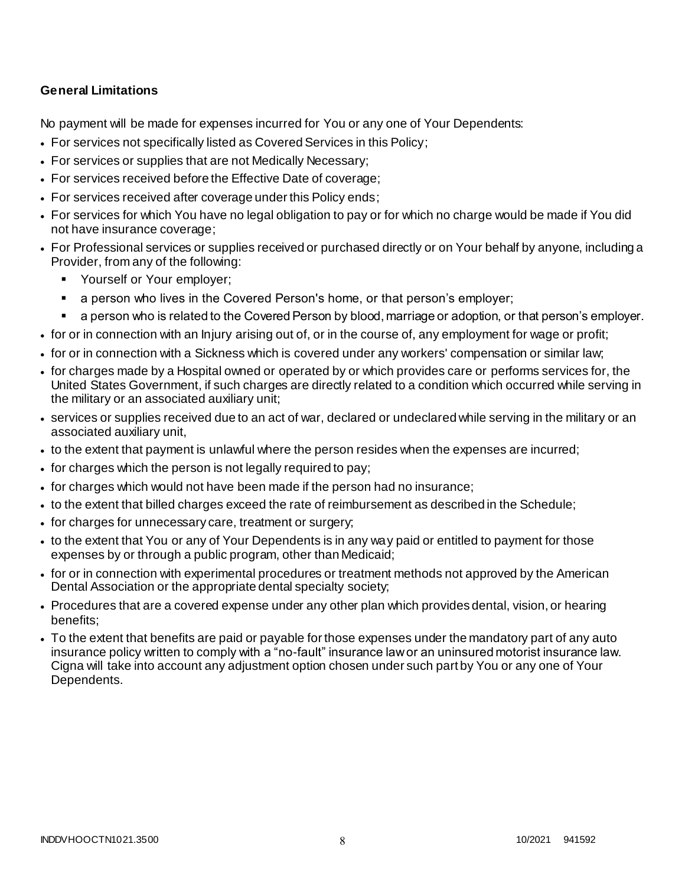**General Limitations**

No payment will be made for expenses incurred for You or any one of Your Dependents:

- For services not specifically listed as Covered Services in this Policy;
- For services or supplies that are not Medically Necessary;
- For services received before the Effective Date of coverage;
- For services received after coverage under this Policy ends;
- For services for which You have no legal obligation to pay or for which no charge would be made if You did not have insurance coverage;
- For Professional services or supplies received or purchased directly or on Your behalf by anyone, including a Provider, from any of the following:
  - Yourself or Your employer;
  - a person who lives in the Covered Person's home, or that person's employer;
  - a person who is related to the Covered Person by blood, marriage or adoption, or that person's employer.
- for or in connection with an Injury arising out of, or in the course of, any employment for wage or profit;
- for or in connection with a Sickness which is covered under any workers' compensation or similar law;
- for charges made by a Hospital owned or operated by or which provides care or performs services for, the United States Government, if such charges are directly related to a condition which occurred while serving in the military or an associated auxiliary unit;
- services or supplies received due to an act of war, declared or undeclared while serving in the military or an associated auxiliary unit,
- to the extent that payment is unlawful where the person resides when the expenses are incurred;
- for charges which the person is not legally required to pay;
- for charges which would not have been made if the person had no insurance;
- to the extent that billed charges exceed the rate of reimbursement as described in the Schedule;
- for charges for unnecessary care, treatment or surgery;
- to the extent that You or any of Your Dependents is in any way paid or entitled to payment for those expenses by or through a public program, other than Medicaid;
- for or in connection with experimental procedures or treatment methods not approved by the American Dental Association or the appropriate dental specialty society;
- Procedures that are a covered expense under any other plan which provides dental, vision, or hearing benefits;
- To the extent that benefits are paid or payable for those expenses under the mandatory part of any auto insurance policy written to comply with a "no-fault" insurance law or an uninsured motorist insurance law. Cigna will take into account any adjustment option chosen under such part by You or any one of Your Dependents.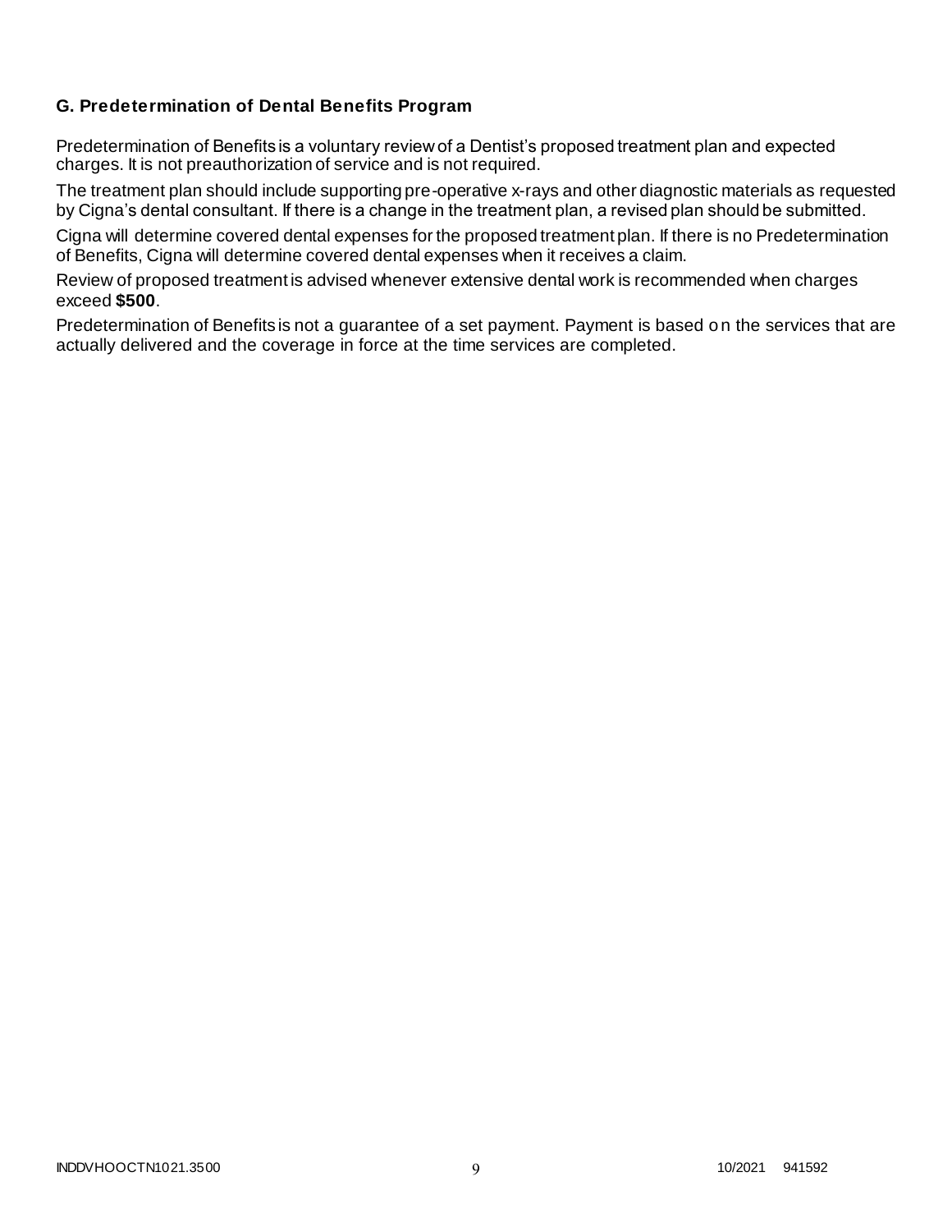### G. Predetermination of Dental Benefits Program

Predetermination of Benefits is a voluntary review of a Dentist's proposed treatment plan and expected charges. It is not preauthorization of service and is not required.

The treatment plan should include supporting pre-operative x-rays and other diagnostic materials as requested by Cigna's dental consultant. If there is a change in the treatment plan, a revised plan should be submitted.

Cigna will determine covered dental expenses for the proposed treatment plan. If there is no Predetermination of Benefits, Cigna will determine covered dental expenses when it receives a claim.

Review of proposed treatment is advised whenever extensive dental work is recommended when charges exceed **$500**.

Predetermination of Benefits is not a guarantee of a set payment. Payment is based on the services that are actually delivered and the coverage in force at the time services are completed.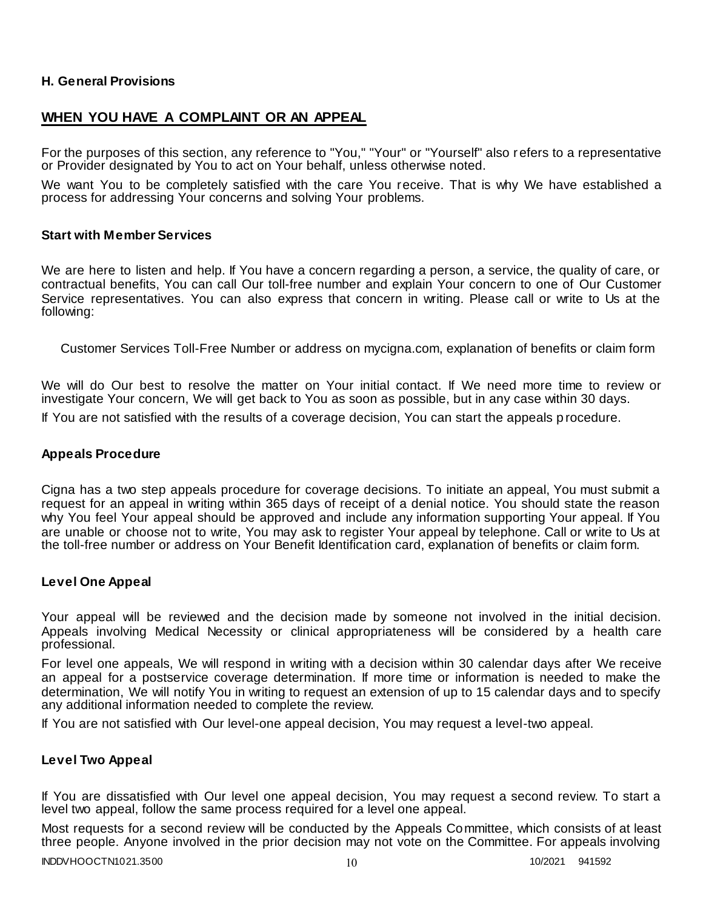### H. General Provisions

## WHEN YOU HAVE A COMPLAINT OR AN APPEAL

For the purposes of this section, any reference to "You," "Your" or "Yourself" also refers to a representative or Provider designated by You to act on Your behalf, unless otherwise noted.

We want You to be completely satisfied with the care You receive. That is why We have established a process for addressing Your concerns and solving Your problems.

### Start with Member Services

We are here to listen and help. If You have a concern regarding a person, a service, the quality of care, or contractual benefits, You can call Our toll-free number and explain Your concern to one of Our Customer Service representatives. You can also express that concern in writing. Please call or write to Us at the following:

Customer Services Toll-Free Number or address on mycigna.com, explanation of benefits or claim form

We will do Our best to resolve the matter on Your initial contact. If We need more time to review or investigate Your concern, We will get back to You as soon as possible, but in any case within 30 days.

If You are not satisfied with the results of a coverage decision, You can start the appeals procedure.

### Appeals Procedure

Cigna has a two step appeals procedure for coverage decisions. To initiate an appeal, You must submit a request for an appeal in writing within 365 days of receipt of a denial notice. You should state the reason why You feel Your appeal should be approved and include any information supporting Your appeal. If You are unable or choose not to write, You may ask to register Your appeal by telephone. Call or write to Us at the toll-free number or address on Your Benefit Identification card, explanation of benefits or claim form.

### Level One Appeal

Your appeal will be reviewed and the decision made by someone not involved in the initial decision. Appeals involving Medical Necessity or clinical appropriateness will be considered by a health care professional.

For level one appeals, We will respond in writing with a decision within 30 calendar days after We receive an appeal for a postservice coverage determination. If more time or information is needed to make the determination, We will notify You in writing to request an extension of up to 15 calendar days and to specify any additional information needed to complete the review.

If You are not satisfied with Our level-one appeal decision, You may request a level-two appeal.

### Level Two Appeal

If You are dissatisfied with Our level one appeal decision, You may request a second review. To start a level two appeal, follow the same process required for a level one appeal.

Most requests for a second review will be conducted by the Appeals Committee, which consists of at least three people. Anyone involved in the prior decision may not vote on the Committee. For appeals involving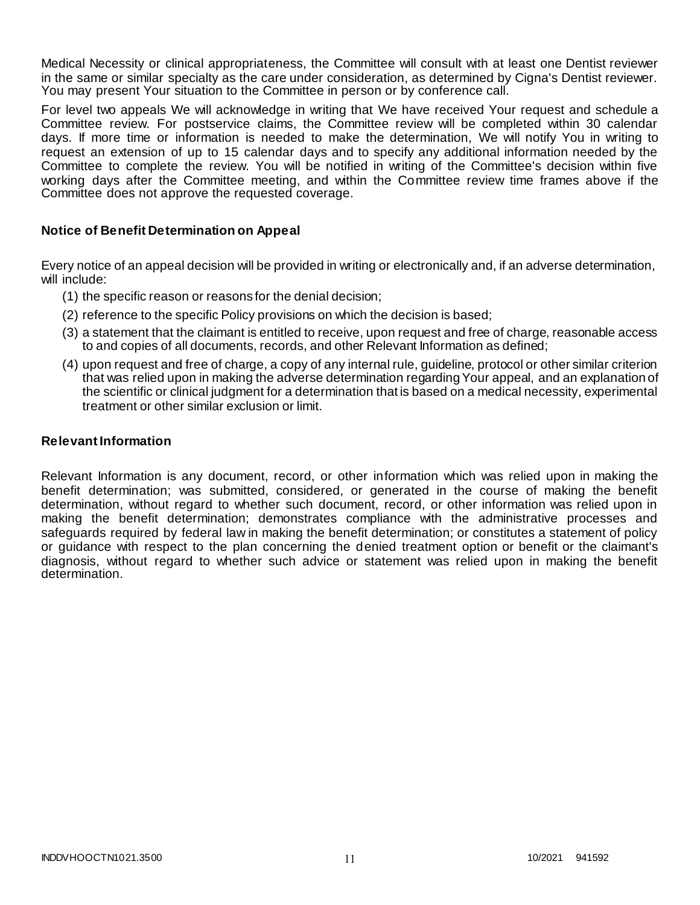Medical Necessity or clinical appropriateness, the Committee will consult with at least one Dentist reviewer in the same or similar specialty as the care under consideration, as determined by Cigna's Dentist reviewer. You may present Your situation to the Committee in person or by conference call.

For level two appeals We will acknowledge in writing that We have received Your request and schedule a Committee review. For postservice claims, the Committee review will be completed within 30 calendar days. If more time or information is needed to make the determination, We will notify You in writing to request an extension of up to 15 calendar days and to specify any additional information needed by the Committee to complete the review. You will be notified in writing of the Committee's decision within five working days after the Committee meeting, and within the Committee review time frames above if the Committee does not approve the requested coverage.

### Notice of Benefit Determination on Appeal

Every notice of an appeal decision will be provided in writing or electronically and, if an adverse determination, will include:

(1) the specific reason or reasons for the denial decision;

(2) reference to the specific Policy provisions on which the decision is based;

(3) a statement that the claimant is entitled to receive, upon request and free of charge, reasonable access to and copies of all documents, records, and other Relevant Information as defined;

(4) upon request and free of charge, a copy of any internal rule, guideline, protocol or other similar criterion that was relied upon in making the adverse determination regarding Your appeal, and an explanation of the scientific or clinical judgment for a determination that is based on a medical necessity, experimental treatment or other similar exclusion or limit.

### Relevant Information

Relevant Information is any document, record, or other information which was relied upon in making the benefit determination; was submitted, considered, or generated in the course of making the benefit determination, without regard to whether such document, record, or other information was relied upon in making the benefit determination; demonstrates compliance with the administrative processes and safeguards required by federal law in making the benefit determination; or constitutes a statement of policy or guidance with respect to the plan concerning the denied treatment option or benefit or the claimant's diagnosis, without regard to whether such advice or statement was relied upon in making the benefit determination.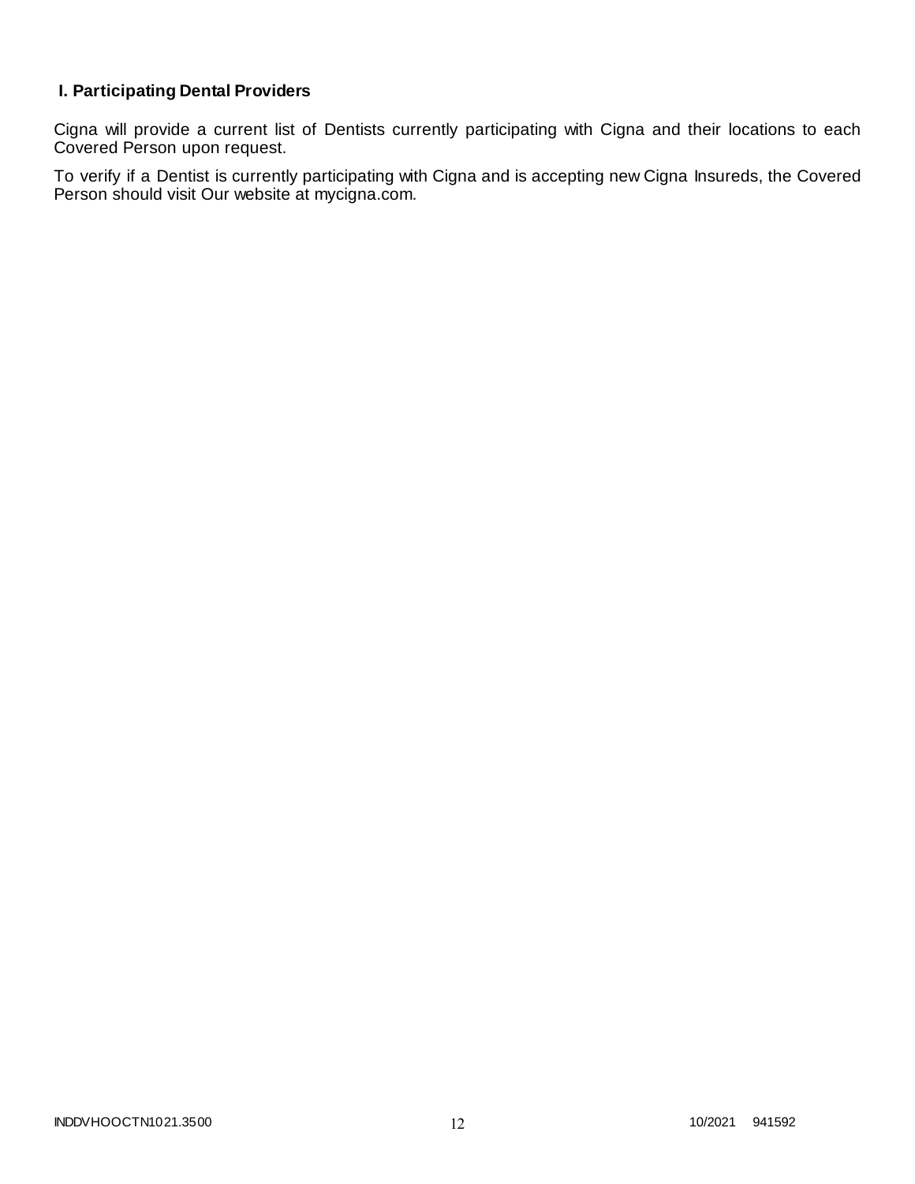## I. Participating Dental Providers

Cigna will provide a current list of Dentists currently participating with Cigna and their locations to each Covered Person upon request.

To verify if a Dentist is currently participating with Cigna and is accepting new Cigna Insureds, the Covered Person should visit Our website at mycigna.com.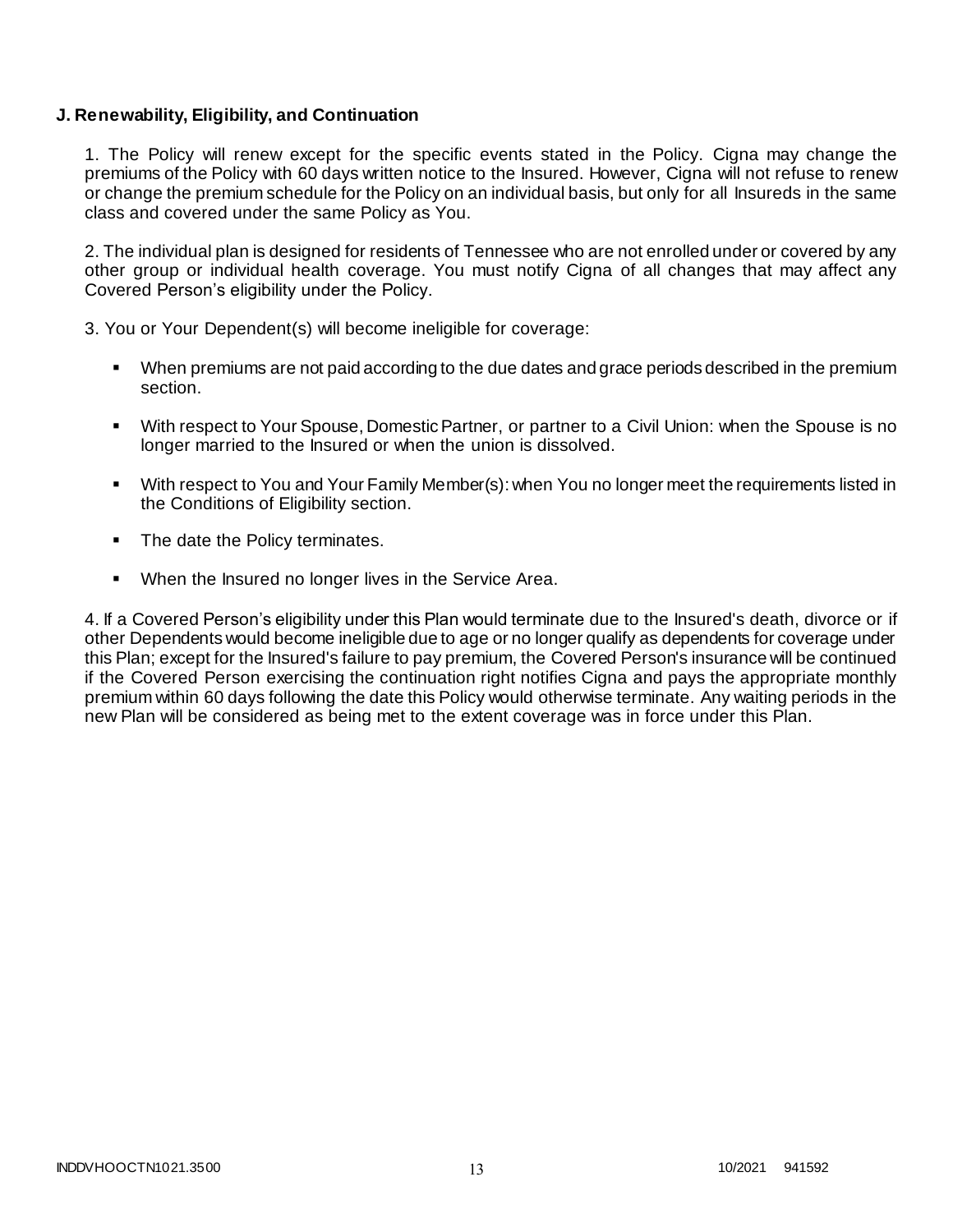**J. Renewability, Eligibility, and Continuation**

1. The Policy will renew except for the specific events stated in the Policy. Cigna may change the premiums of the Policy with 60 days written notice to the Insured. However, Cigna will not refuse to renew or change the premium schedule for the Policy on an individual basis, but only for all Insureds in the same class and covered under the same Policy as You.

2. The individual plan is designed for residents of Tennessee who are not enrolled under or covered by any other group or individual health coverage. You must notify Cigna of all changes that may affect any Covered Person's eligibility under the Policy.

3. You or Your Dependent(s) will become ineligible for coverage:

- When premiums are not paid according to the due dates and grace periods described in the premium section.
- With respect to Your Spouse, Domestic Partner, or partner to a Civil Union: when the Spouse is no longer married to the Insured or when the union is dissolved.
- With respect to You and Your Family Member(s): when You no longer meet the requirements listed in the Conditions of Eligibility section.
- The date the Policy terminates.
- When the Insured no longer lives in the Service Area.

4. If a Covered Person's eligibility under this Plan would terminate due to the Insured's death, divorce or if other Dependents would become ineligible due to age or no longer qualify as dependents for coverage under this Plan; except for the Insured's failure to pay premium, the Covered Person's insurance will be continued if the Covered Person exercising the continuation right notifies Cigna and pays the appropriate monthly premium within 60 days following the date this Policy would otherwise terminate. Any waiting periods in the new Plan will be considered as being met to the extent coverage was in force under this Plan.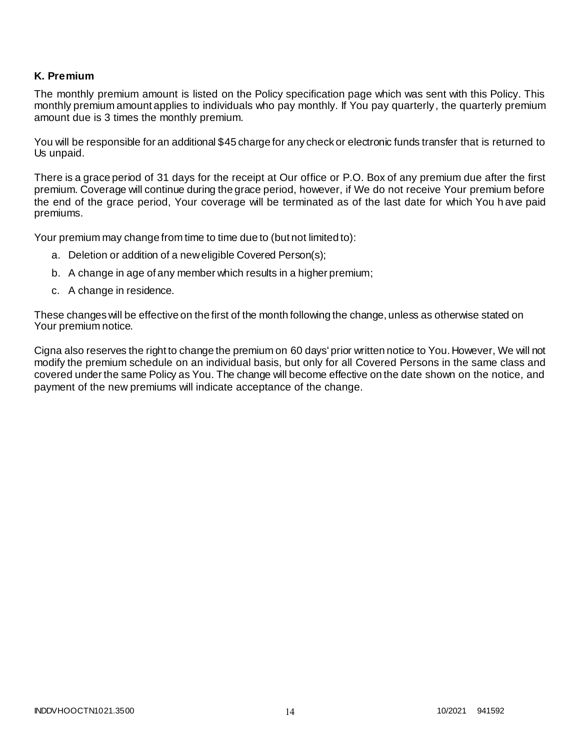**K. Premium**

The monthly premium amount is listed on the Policy specification page which was sent with this Policy. This monthly premium amount applies to individuals who pay monthly. If You pay quarterly, the quarterly premium amount due is 3 times the monthly premium.

You will be responsible for an additional $45 charge for any check or electronic funds transfer that is returned to Us unpaid.

There is a grace period of 31 days for the receipt at Our office or P.O. Box of any premium due after the first premium. Coverage will continue during the grace period, however, if We do not receive Your premium before the end of the grace period, Your coverage will be terminated as of the last date for which You have paid premiums.

Your premium may change from time to time due to (but not limited to):

a. Deletion or addition of a new eligible Covered Person(s);
b. A change in age of any member which results in a higher premium;
c. A change in residence.

These changes will be effective on the first of the month following the change, unless as otherwise stated on Your premium notice.

Cigna also reserves the right to change the premium on 60 days' prior written notice to You. However, We will not modify the premium schedule on an individual basis, but only for all Covered Persons in the same class and covered under the same Policy as You. The change will become effective on the date shown on the notice, and payment of the new premiums will indicate acceptance of the change.